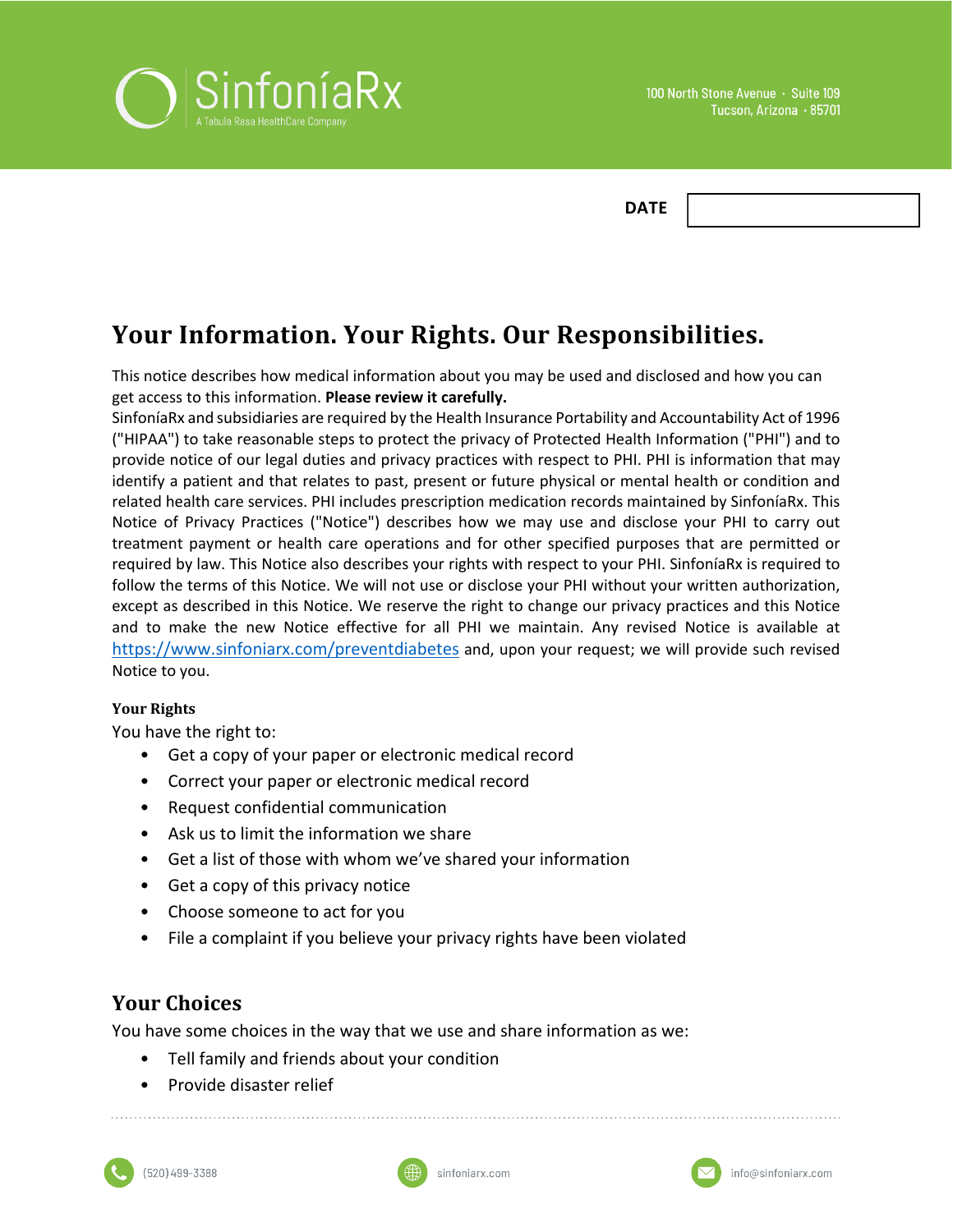SinfoníaRx
A Tabula Rasa HealthCare Company

100 North Stone Avenue · Suite 109
Tucson, Arizona · 85701

**DATE**

# Your Information. Your Rights. Our Responsibilities.

This notice describes how medical information about you may be used and disclosed and how you can get access to this information. **Please review it carefully.**
SinfoníaRx and subsidiaries are required by the Health Insurance Portability and Accountability Act of 1996 ("HIPAA") to take reasonable steps to protect the privacy of Protected Health Information ("PHI") and to provide notice of our legal duties and privacy practices with respect to PHI. PHI is information that may identify a patient and that relates to past, present or future physical or mental health or condition and related health care services. PHI includes prescription medication records maintained by SinfoníaRx. This Notice of Privacy Practices ("Notice") describes how we may use and disclose your PHI to carry out treatment payment or health care operations and for other specified purposes that are permitted or required by law. This Notice also describes your rights with respect to your PHI. SinfoníaRx is required to follow the terms of this Notice. We will not use or disclose your PHI without your written authorization, except as described in this Notice. We reserve the right to change our privacy practices and this Notice and to make the new Notice effective for all PHI we maintain. Any revised Notice is available at https://www.sinfoniarx.com/preventdiabetes and, upon your request; we will provide such revised Notice to you.

### Your Rights

You have the right to:

- Get a copy of your paper or electronic medical record
- Correct your paper or electronic medical record
- Request confidential communication
- Ask us to limit the information we share
- Get a list of those with whom we've shared your information
- Get a copy of this privacy notice
- Choose someone to act for you
- File a complaint if you believe your privacy rights have been violated

## Your Choices

You have some choices in the way that we use and share information as we:

- Tell family and friends about your condition
- Provide disaster relief

(520) 499-3388 sinfoniarx.com info@sinfoniarx.com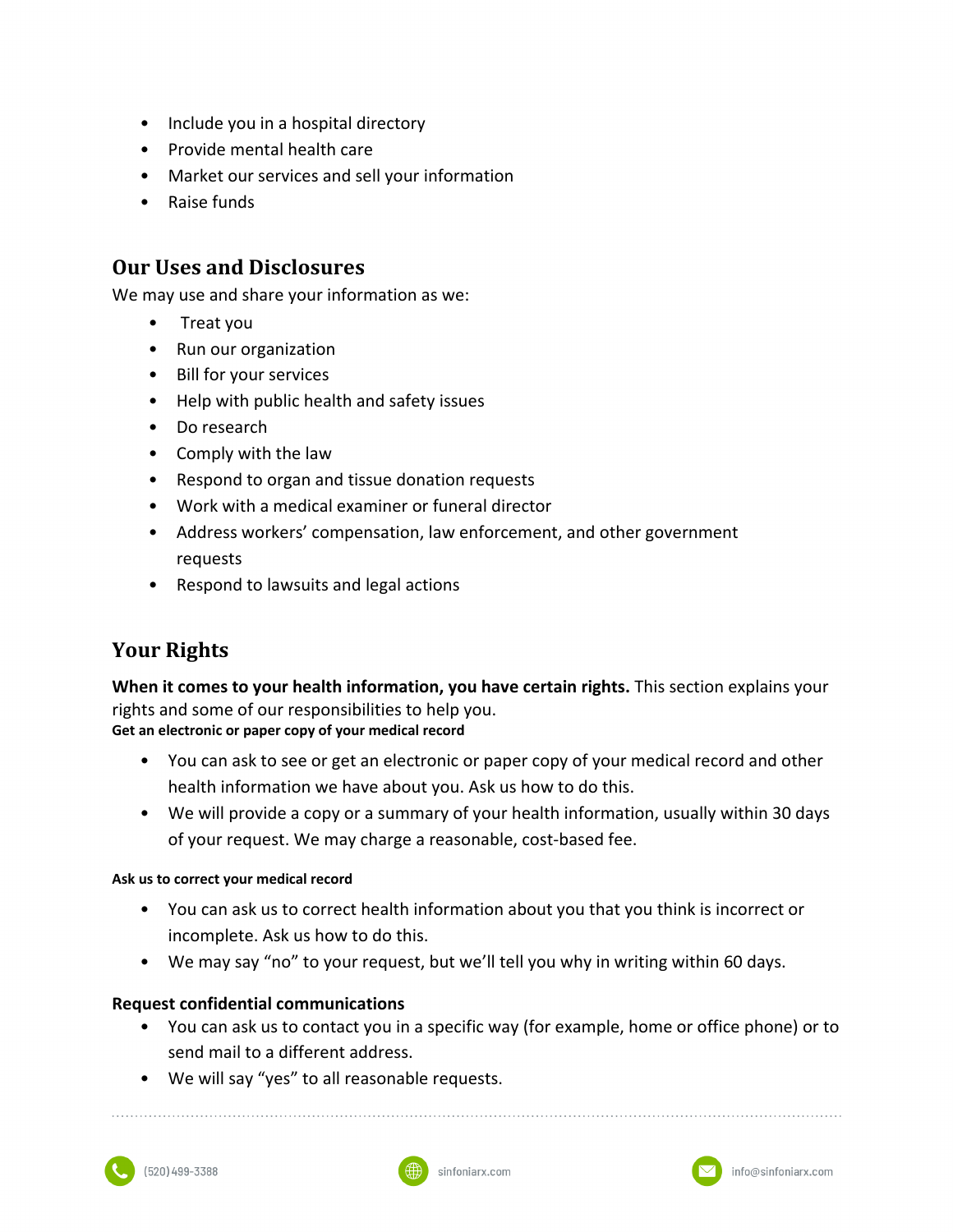- Include you in a hospital directory
- Provide mental health care
- Market our services and sell your information
- Raise funds

## Our Uses and Disclosures

We may use and share your information as we:

- Treat you
- Run our organization
- Bill for your services
- Help with public health and safety issues
- Do research
- Comply with the law
- Respond to organ and tissue donation requests
- Work with a medical examiner or funeral director
- Address workers' compensation, law enforcement, and other government requests
- Respond to lawsuits and legal actions

## Your Rights

**When it comes to your health information, you have certain rights.** This section explains your rights and some of our responsibilities to help you.

**Get an electronic or paper copy of your medical record**

- You can ask to see or get an electronic or paper copy of your medical record and other health information we have about you. Ask us how to do this.
- We will provide a copy or a summary of your health information, usually within 30 days of your request. We may charge a reasonable, cost-based fee.

**Ask us to correct your medical record**

- You can ask us to correct health information about you that you think is incorrect or incomplete. Ask us how to do this.
- We may say "no" to your request, but we'll tell you why in writing within 60 days.

**Request confidential communications**

- You can ask us to contact you in a specific way (for example, home or office phone) or to send mail to a different address.
- We will say "yes" to all reasonable requests.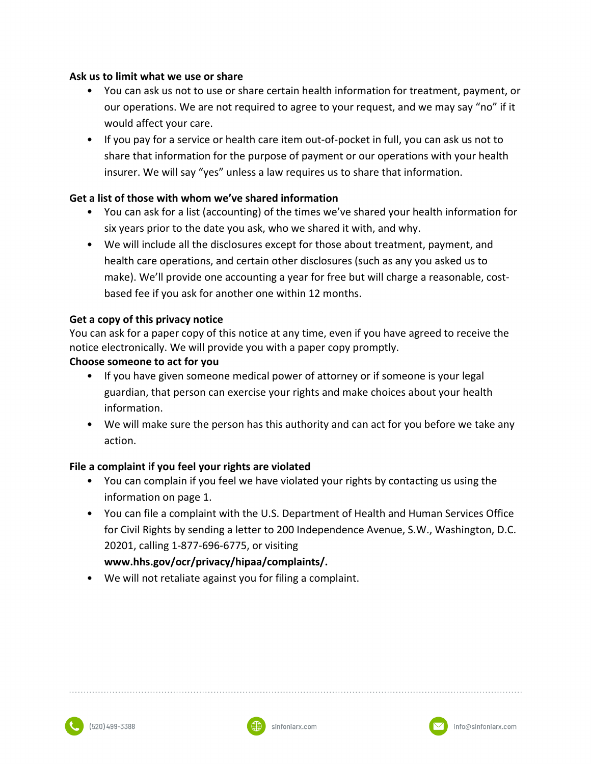**Ask us to limit what we use or share**

- You can ask us not to use or share certain health information for treatment, payment, or our operations. We are not required to agree to your request, and we may say "no" if it would affect your care.
- If you pay for a service or health care item out-of-pocket in full, you can ask us not to share that information for the purpose of payment or our operations with your health insurer. We will say "yes" unless a law requires us to share that information.

**Get a list of those with whom we've shared information**

- You can ask for a list (accounting) of the times we've shared your health information for six years prior to the date you ask, who we shared it with, and why.
- We will include all the disclosures except for those about treatment, payment, and health care operations, and certain other disclosures (such as any you asked us to make). We'll provide one accounting a year for free but will charge a reasonable, cost-based fee if you ask for another one within 12 months.

**Get a copy of this privacy notice**

You can ask for a paper copy of this notice at any time, even if you have agreed to receive the notice electronically. We will provide you with a paper copy promptly.

**Choose someone to act for you**

- If you have given someone medical power of attorney or if someone is your legal guardian, that person can exercise your rights and make choices about your health information.
- We will make sure the person has this authority and can act for you before we take any action.

**File a complaint if you feel your rights are violated**

- You can complain if you feel we have violated your rights by contacting us using the information on page 1.
- You can file a complaint with the U.S. Department of Health and Human Services Office for Civil Rights by sending a letter to 200 Independence Avenue, S.W., Washington, D.C. 20201, calling 1-877-696-6775, or visiting **www.hhs.gov/ocr/privacy/hipaa/complaints/.**
- We will not retaliate against you for filing a complaint.

(520) 499-3388 sinfoniarx.com info@sinfoniarx.com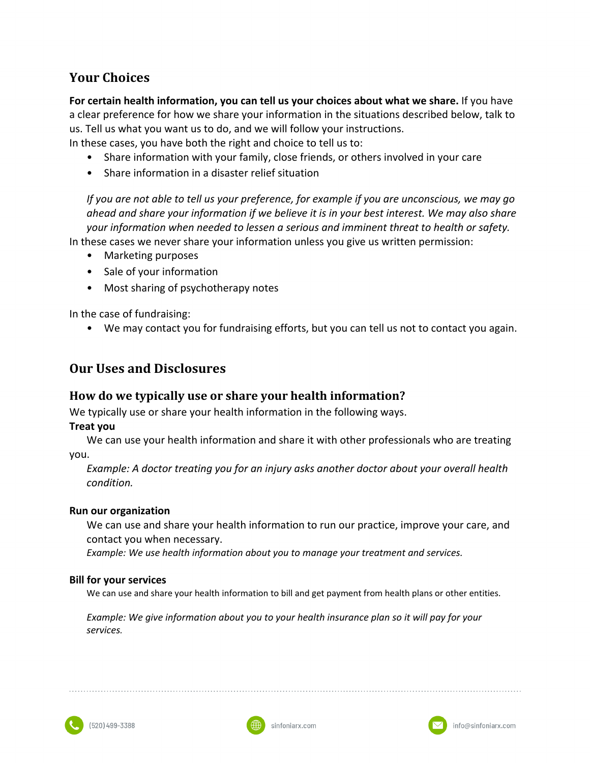## Your Choices

**For certain health information, you can tell us your choices about what we share.** If you have a clear preference for how we share your information in the situations described below, talk to us. Tell us what you want us to do, and we will follow your instructions.

In these cases, you have both the right and choice to tell us to:

- Share information with your family, close friends, or others involved in your care
- Share information in a disaster relief situation

*If you are not able to tell us your preference, for example if you are unconscious, we may go ahead and share your information if we believe it is in your best interest. We may also share your information when needed to lessen a serious and imminent threat to health or safety.*

In these cases we never share your information unless you give us written permission:

- Marketing purposes
- Sale of your information
- Most sharing of psychotherapy notes

In the case of fundraising:

- We may contact you for fundraising efforts, but you can tell us not to contact you again.

## Our Uses and Disclosures

### How do we typically use or share your health information?

We typically use or share your health information in the following ways.

**Treat you**

We can use your health information and share it with other professionals who are treating you.

*Example: A doctor treating you for an injury asks another doctor about your overall health condition.*

**Run our organization**

We can use and share your health information to run our practice, improve your care, and contact you when necessary.

*Example: We use health information about you to manage your treatment and services.*

**Bill for your services**

We can use and share your health information to bill and get payment from health plans or other entities.

*Example: We give information about you to your health insurance plan so it will pay for your services.*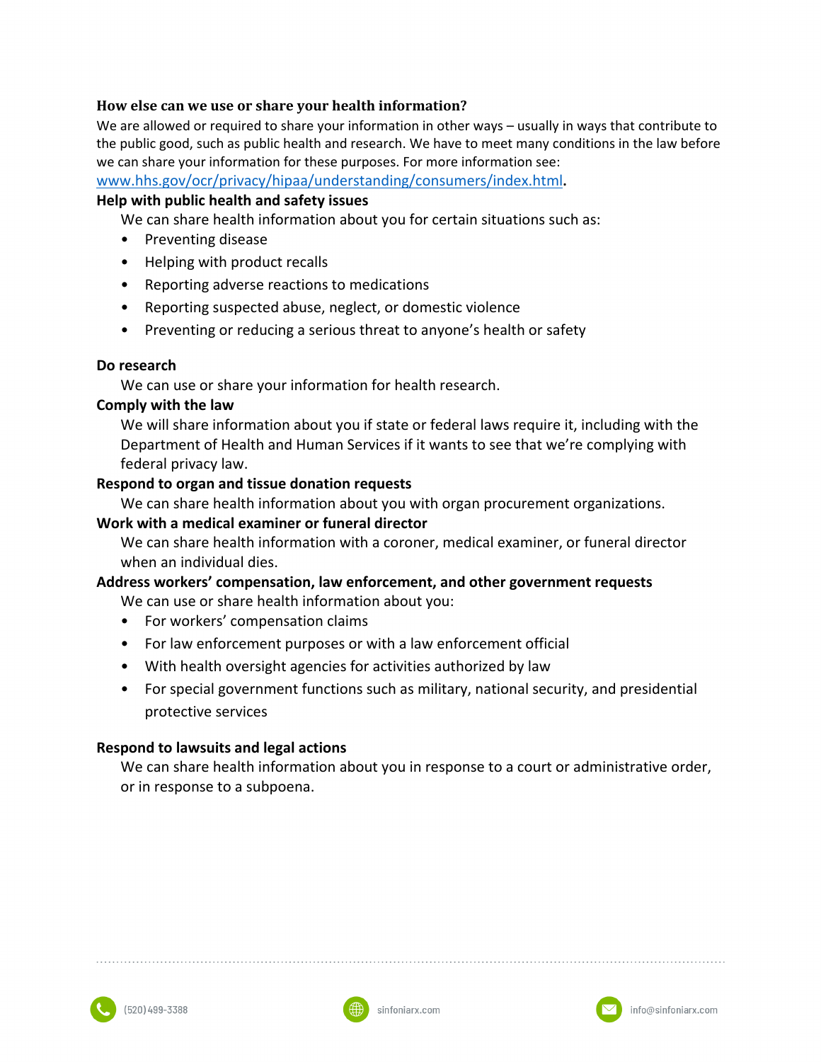### How else can we use or share your health information?

We are allowed or required to share your information in other ways – usually in ways that contribute to the public good, such as public health and research. We have to meet many conditions in the law before we can share your information for these purposes. For more information see: [www.hhs.gov/ocr/privacy/hipaa/understanding/consumers/index.html](www.hhs.gov/ocr/privacy/hipaa/understanding/consumers/index.html).

**Help with public health and safety issues**

We can share health information about you for certain situations such as:

- Preventing disease
- Helping with product recalls
- Reporting adverse reactions to medications
- Reporting suspected abuse, neglect, or domestic violence
- Preventing or reducing a serious threat to anyone's health or safety

**Do research**

We can use or share your information for health research.

**Comply with the law**

We will share information about you if state or federal laws require it, including with the Department of Health and Human Services if it wants to see that we're complying with federal privacy law.

**Respond to organ and tissue donation requests**

We can share health information about you with organ procurement organizations.

**Work with a medical examiner or funeral director**

We can share health information with a coroner, medical examiner, or funeral director when an individual dies.

**Address workers' compensation, law enforcement, and other government requests**

We can use or share health information about you:

- For workers' compensation claims
- For law enforcement purposes or with a law enforcement official
- With health oversight agencies for activities authorized by law
- For special government functions such as military, national security, and presidential protective services

**Respond to lawsuits and legal actions**

We can share health information about you in response to a court or administrative order, or in response to a subpoena.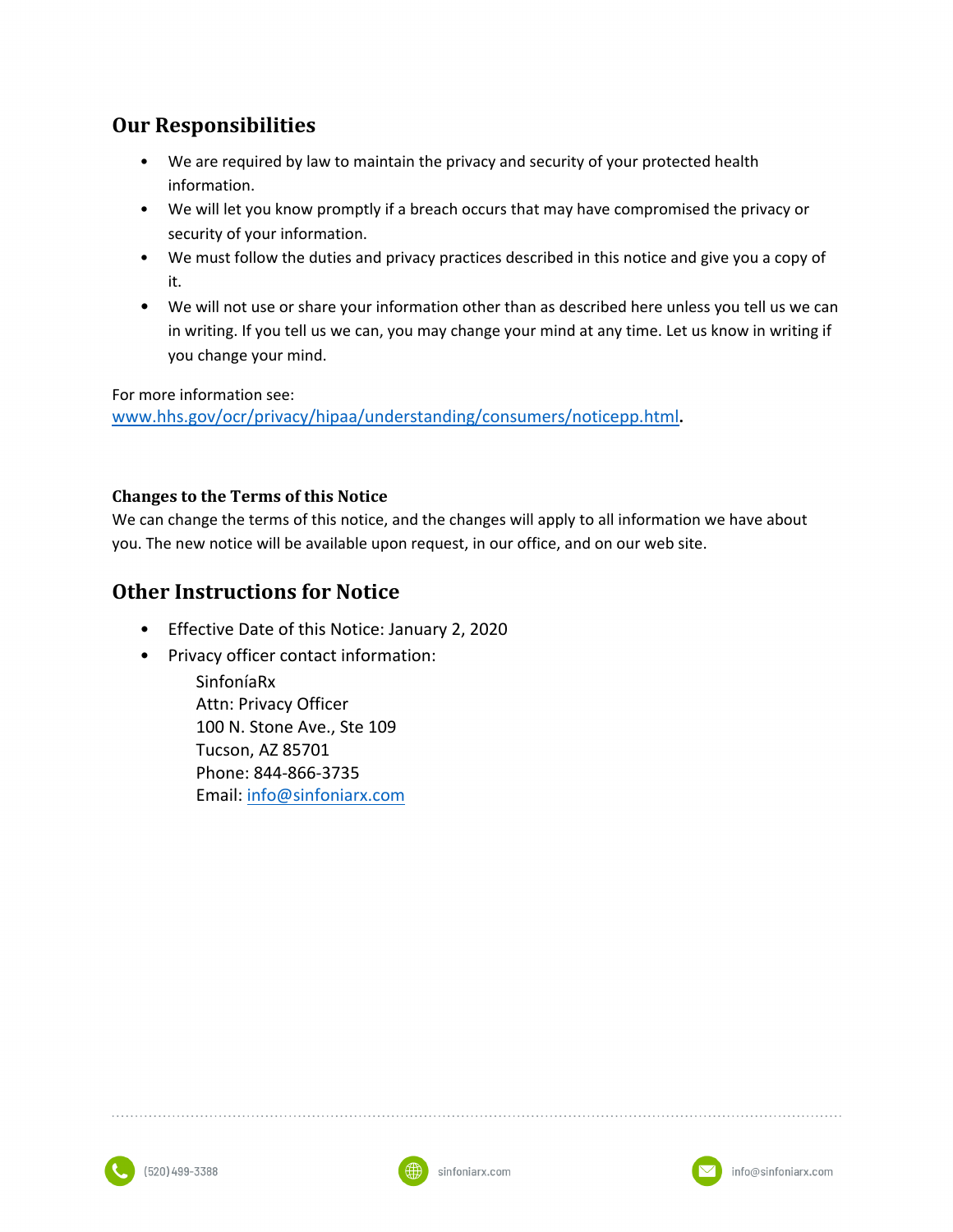## Our Responsibilities

- We are required by law to maintain the privacy and security of your protected health information.
- We will let you know promptly if a breach occurs that may have compromised the privacy or security of your information.
- We must follow the duties and privacy practices described in this notice and give you a copy of it.
- We will not use or share your information other than as described here unless you tell us we can in writing. If you tell us we can, you may change your mind at any time. Let us know in writing if you change your mind.

For more information see:
www.hhs.gov/ocr/privacy/hipaa/understanding/consumers/noticepp.html.

### Changes to the Terms of this Notice

We can change the terms of this notice, and the changes will apply to all information we have about you. The new notice will be available upon request, in our office, and on our web site.

## Other Instructions for Notice

- Effective Date of this Notice: January 2, 2020
- Privacy officer contact information:

  SinfoníaRx
  Attn: Privacy Officer
  100 N. Stone Ave., Ste 109
  Tucson, AZ 85701
  Phone: 844-866-3735
  Email: info@sinfoniarx.com